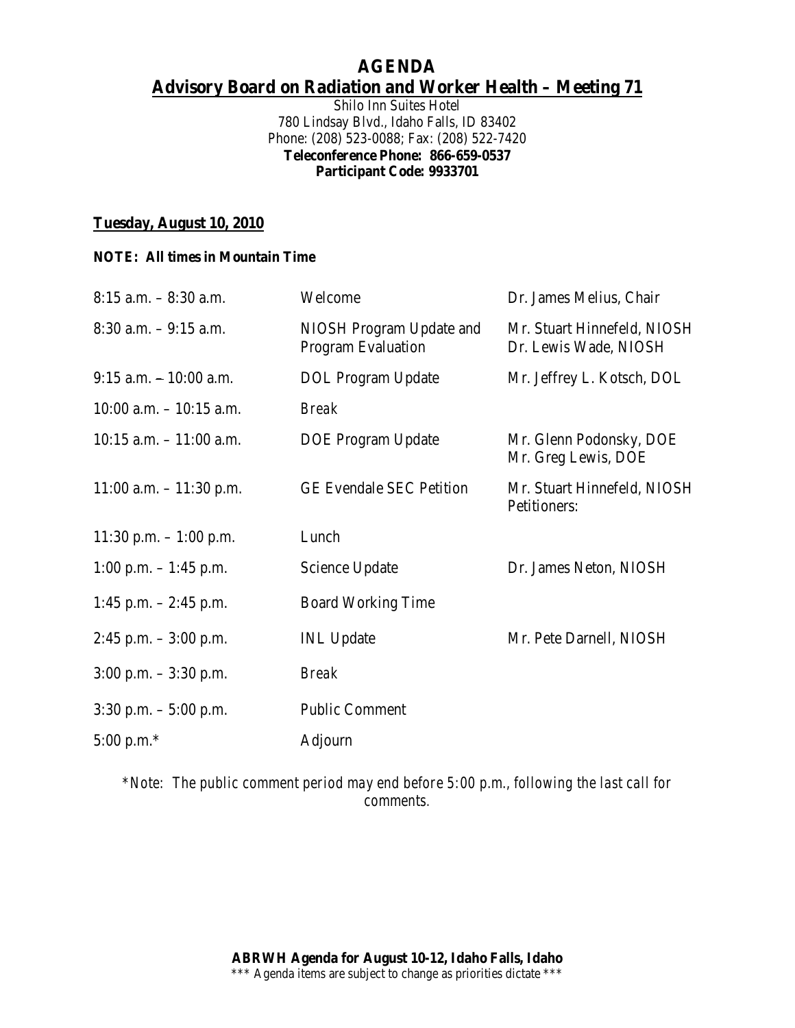# AGENDA

## Advisory Board on Radiation and Worker Health – Meeting 71

Shilo Inn Suites Hotel
780 Lindsay Blvd., Idaho Falls, ID 83402
Phone: (208) 523-0088; Fax: (208) 522-7420
**Teleconference Phone: 866-659-0537**
**Participant Code: 9933701**

**Tuesday, August 10, 2010**

**NOTE: All times in Mountain Time**

| | | |
|---|---|---|
| 8:15 a.m. – 8:30 a.m. | Welcome | Dr. James Melius, Chair |
| 8:30 a.m. – 9:15 a.m. | NIOSH Program Update and Program Evaluation | Mr. Stuart Hinnefeld, NIOSH<br>Dr. Lewis Wade, NIOSH |
| 9:15 a.m. – 10:00 a.m. | DOL Program Update | Mr. Jeffrey L. Kotsch, DOL |
| 10:00 a.m. – 10:15 a.m. | *Break* | |
| 10:15 a.m. – 11:00 a.m. | DOE Program Update | Mr. Glenn Podonsky, DOE<br>Mr. Greg Lewis, DOE |
| 11:00 a.m. – 11:30 p.m. | GE Evendale SEC Petition | Mr. Stuart Hinnefeld, NIOSH<br>Petitioners: |
| 11:30 p.m. – 1:00 p.m. | Lunch | |
| 1:00 p.m. – 1:45 p.m. | Science Update | Dr. James Neton, NIOSH |
| 1:45 p.m. – 2:45 p.m. | Board Working Time | |
| 2:45 p.m. – 3:00 p.m. | INL Update | Mr. Pete Darnell, NIOSH |
| 3:00 p.m. – 3:30 p.m. | *Break* | |
| 3:30 p.m. – 5:00 p.m. | Public Comment | |
| 5:00 p.m.* | Adjourn | |

*\*Note: The public comment period may end before 5:00 p.m., following the last call for comments.*

**ABRWH Agenda for August 10-12, Idaho Falls, Idaho**
\*\*\* Agenda items are subject to change as priorities dictate \*\*\*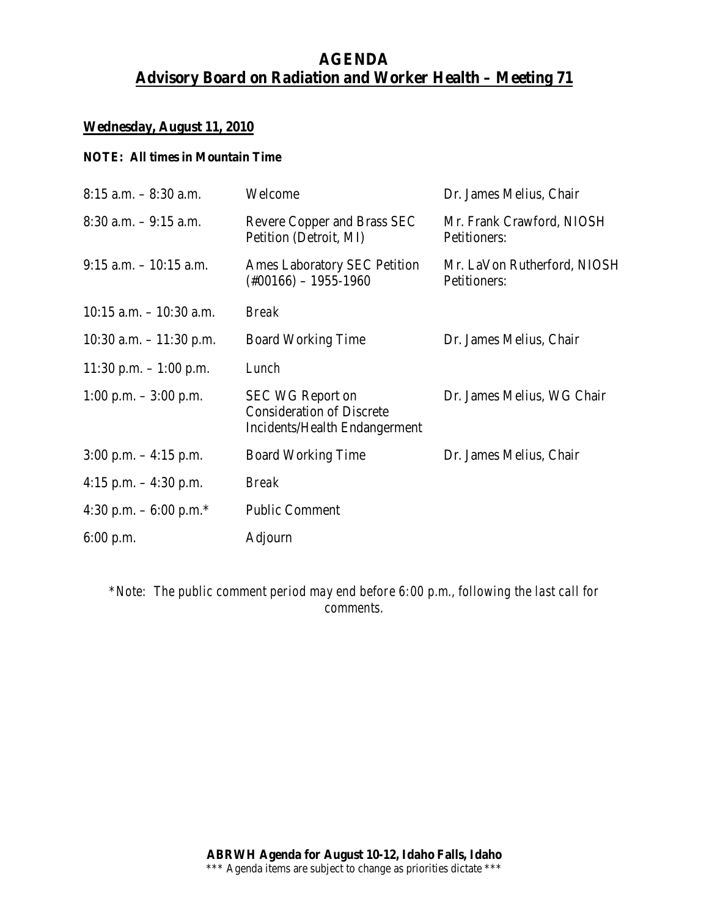# AGENDA
## Advisory Board on Radiation and Worker Health – Meeting 71

**Wednesday, August 11, 2010**

**NOTE: All times in Mountain Time**

| | | |
|---|---|---|
| 8:15 a.m. – 8:30 a.m. | Welcome | Dr. James Melius, Chair |
| 8:30 a.m. – 9:15 a.m. | Revere Copper and Brass SEC Petition (Detroit, MI) | Mr. Frank Crawford, NIOSH Petitioners: |
| 9:15 a.m. – 10:15 a.m. | Ames Laboratory SEC Petition (#00166) – 1955-1960 | Mr. LaVon Rutherford, NIOSH Petitioners: |
| 10:15 a.m. – 10:30 a.m. | *Break* | |
| 10:30 a.m. – 11:30 p.m. | Board Working Time | Dr. James Melius, Chair |
| 11:30 p.m. – 1:00 p.m. | *Lunch* | |
| 1:00 p.m. – 3:00 p.m. | SEC WG Report on Consideration of Discrete Incidents/Health Endangerment | Dr. James Melius, WG Chair |
| 3:00 p.m. – 4:15 p.m. | Board Working Time | Dr. James Melius, Chair |
| 4:15 p.m. – 4:30 p.m. | *Break* | |
| 4:30 p.m. – 6:00 p.m.* | Public Comment | |
| 6:00 p.m. | Adjourn | |

*\*Note: The public comment period may end before 6:00 p.m., following the last call for comments.*

**ABRWH Agenda for August 10-12, Idaho Falls, Idaho**

\*\*\* Agenda items are subject to change as priorities dictate \*\*\*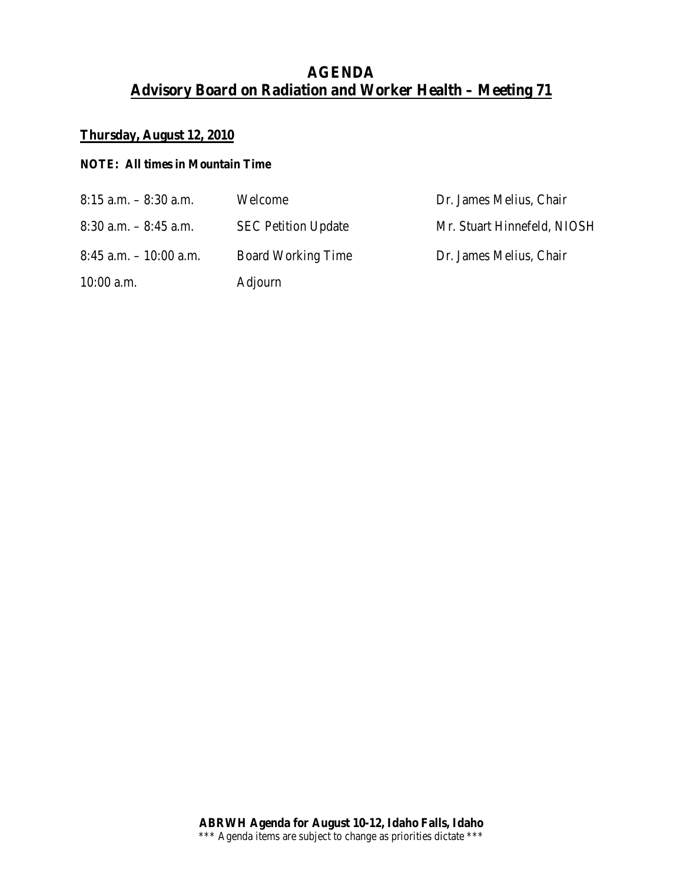# AGENDA
## Advisory Board on Radiation and Worker Health – Meeting 71

### Thursday, August 12, 2010

**NOTE: All times in Mountain Time**

| | | |
|---|---|---|
| 8:15 a.m. – 8:30 a.m. | Welcome | Dr. James Melius, Chair |
| 8:30 a.m. – 8:45 a.m. | SEC Petition Update | Mr. Stuart Hinnefeld, NIOSH |
| 8:45 a.m. – 10:00 a.m. | Board Working Time | Dr. James Melius, Chair |
| 10:00 a.m. | Adjourn | |

**ABRWH Agenda for August 10-12, Idaho Falls, Idaho**

\*\*\* Agenda items are subject to change as priorities dictate \*\*\*